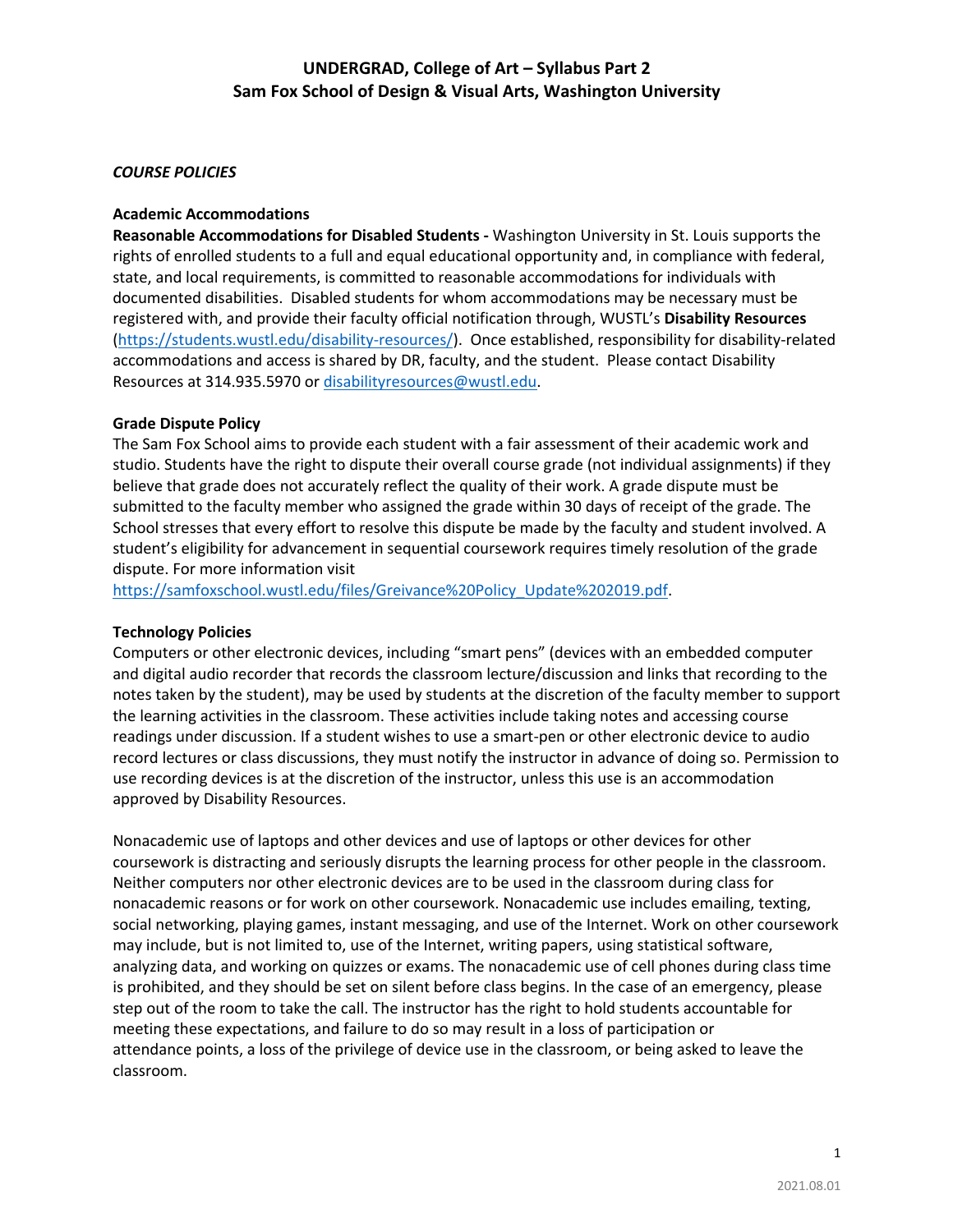# UNDERGRAD, College of Art – Syllabus Part 2
# Sam Fox School of Design & Visual Arts, Washington University

***COURSE POLICIES***

**Academic Accommodations**

**Reasonable Accommodations for Disabled Students -** Washington University in St. Louis supports the rights of enrolled students to a full and equal educational opportunity and, in compliance with federal, state, and local requirements, is committed to reasonable accommodations for individuals with documented disabilities. Disabled students for whom accommodations may be necessary must be registered with, and provide their faculty official notification through, WUSTL's **Disability Resources** (https://students.wustl.edu/disability-resources/). Once established, responsibility for disability-related accommodations and access is shared by DR, faculty, and the student. Please contact Disability Resources at 314.935.5970 or disabilityresources@wustl.edu.

**Grade Dispute Policy**

The Sam Fox School aims to provide each student with a fair assessment of their academic work and studio. Students have the right to dispute their overall course grade (not individual assignments) if they believe that grade does not accurately reflect the quality of their work. A grade dispute must be submitted to the faculty member who assigned the grade within 30 days of receipt of the grade. The School stresses that every effort to resolve this dispute be made by the faculty and student involved. A student's eligibility for advancement in sequential coursework requires timely resolution of the grade dispute. For more information visit https://samfoxschool.wustl.edu/files/Greivance%20Policy_Update%202019.pdf.

**Technology Policies**

Computers or other electronic devices, including "smart pens" (devices with an embedded computer and digital audio recorder that records the classroom lecture/discussion and links that recording to the notes taken by the student), may be used by students at the discretion of the faculty member to support the learning activities in the classroom. These activities include taking notes and accessing course readings under discussion. If a student wishes to use a smart-pen or other electronic device to audio record lectures or class discussions, they must notify the instructor in advance of doing so. Permission to use recording devices is at the discretion of the instructor, unless this use is an accommodation approved by Disability Resources.

Nonacademic use of laptops and other devices and use of laptops or other devices for other coursework is distracting and seriously disrupts the learning process for other people in the classroom. Neither computers nor other electronic devices are to be used in the classroom during class for nonacademic reasons or for work on other coursework. Nonacademic use includes emailing, texting, social networking, playing games, instant messaging, and use of the Internet. Work on other coursework may include, but is not limited to, use of the Internet, writing papers, using statistical software, analyzing data, and working on quizzes or exams. The nonacademic use of cell phones during class time is prohibited, and they should be set on silent before class begins. In the case of an emergency, please step out of the room to take the call. The instructor has the right to hold students accountable for meeting these expectations, and failure to do so may result in a loss of participation or attendance points, a loss of the privilege of device use in the classroom, or being asked to leave the classroom.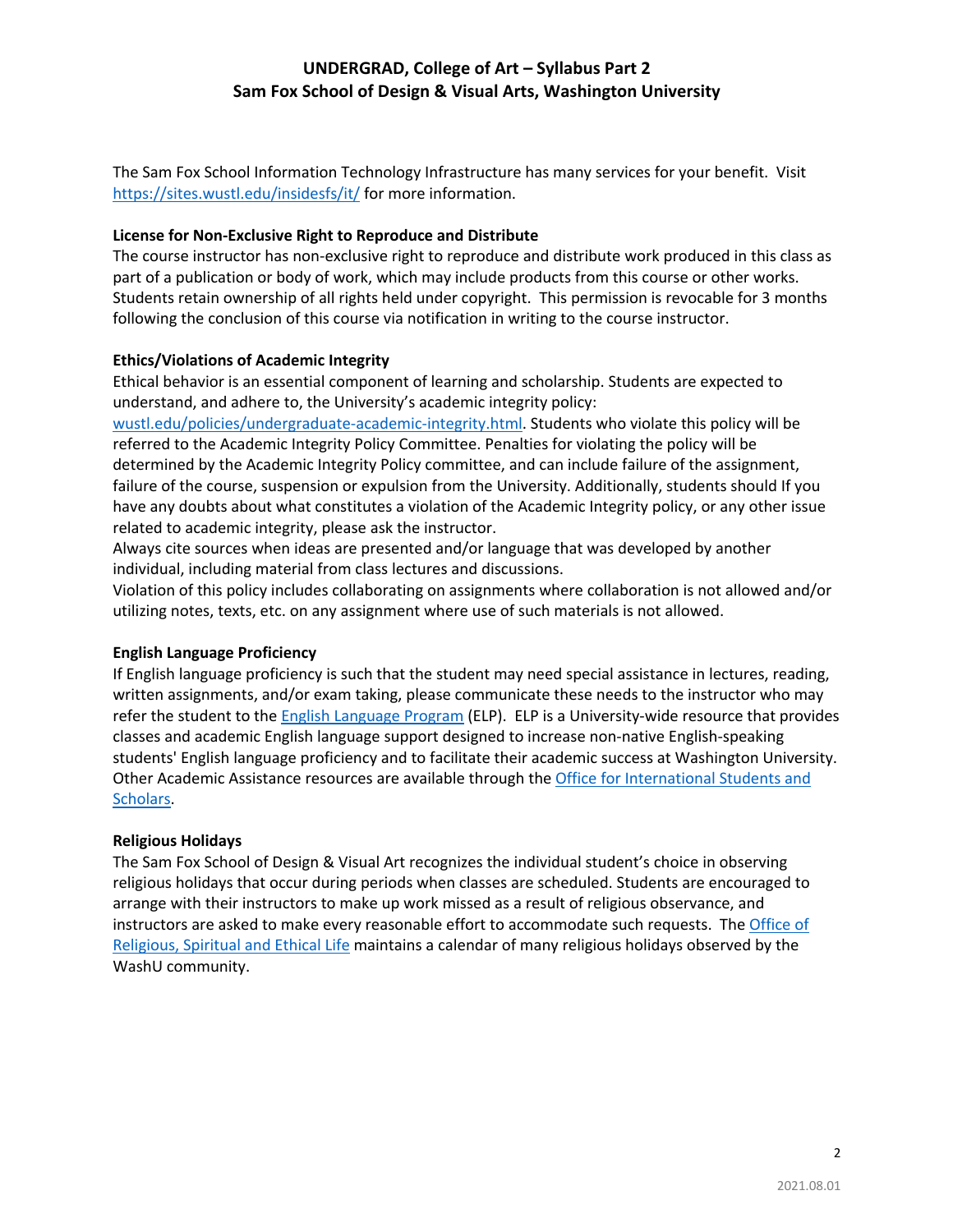The Sam Fox School Information Technology Infrastructure has many services for your benefit. Visit [https://sites.wustl.edu/insidesfs/it/](https://sites.wustl.edu/insidesfs/it/) for more information.

**License for Non-Exclusive Right to Reproduce and Distribute**
The course instructor has non-exclusive right to reproduce and distribute work produced in this class as part of a publication or body of work, which may include products from this course or other works. Students retain ownership of all rights held under copyright. This permission is revocable for 3 months following the conclusion of this course via notification in writing to the course instructor.

**Ethics/Violations of Academic Integrity**
Ethical behavior is an essential component of learning and scholarship. Students are expected to understand, and adhere to, the University's academic integrity policy: [wustl.edu/policies/undergraduate-academic-integrity.html](wustl.edu/policies/undergraduate-academic-integrity.html). Students who violate this policy will be referred to the Academic Integrity Policy Committee. Penalties for violating the policy will be determined by the Academic Integrity Policy committee, and can include failure of the assignment, failure of the course, suspension or expulsion from the University. Additionally, students should If you have any doubts about what constitutes a violation of the Academic Integrity policy, or any other issue related to academic integrity, please ask the instructor.
Always cite sources when ideas are presented and/or language that was developed by another individual, including material from class lectures and discussions.
Violation of this policy includes collaborating on assignments where collaboration is not allowed and/or utilizing notes, texts, etc. on any assignment where use of such materials is not allowed.

**English Language Proficiency**
If English language proficiency is such that the student may need special assistance in lectures, reading, written assignments, and/or exam taking, please communicate these needs to the instructor who may refer the student to the English Language Program (ELP). ELP is a University-wide resource that provides classes and academic English language support designed to increase non-native English-speaking students' English language proficiency and to facilitate their academic success at Washington University. Other Academic Assistance resources are available through the Office for International Students and Scholars.

**Religious Holidays**
The Sam Fox School of Design & Visual Art recognizes the individual student's choice in observing religious holidays that occur during periods when classes are scheduled. Students are encouraged to arrange with their instructors to make up work missed as a result of religious observance, and instructors are asked to make every reasonable effort to accommodate such requests. The Office of Religious, Spiritual and Ethical Life maintains a calendar of many religious holidays observed by the WashU community.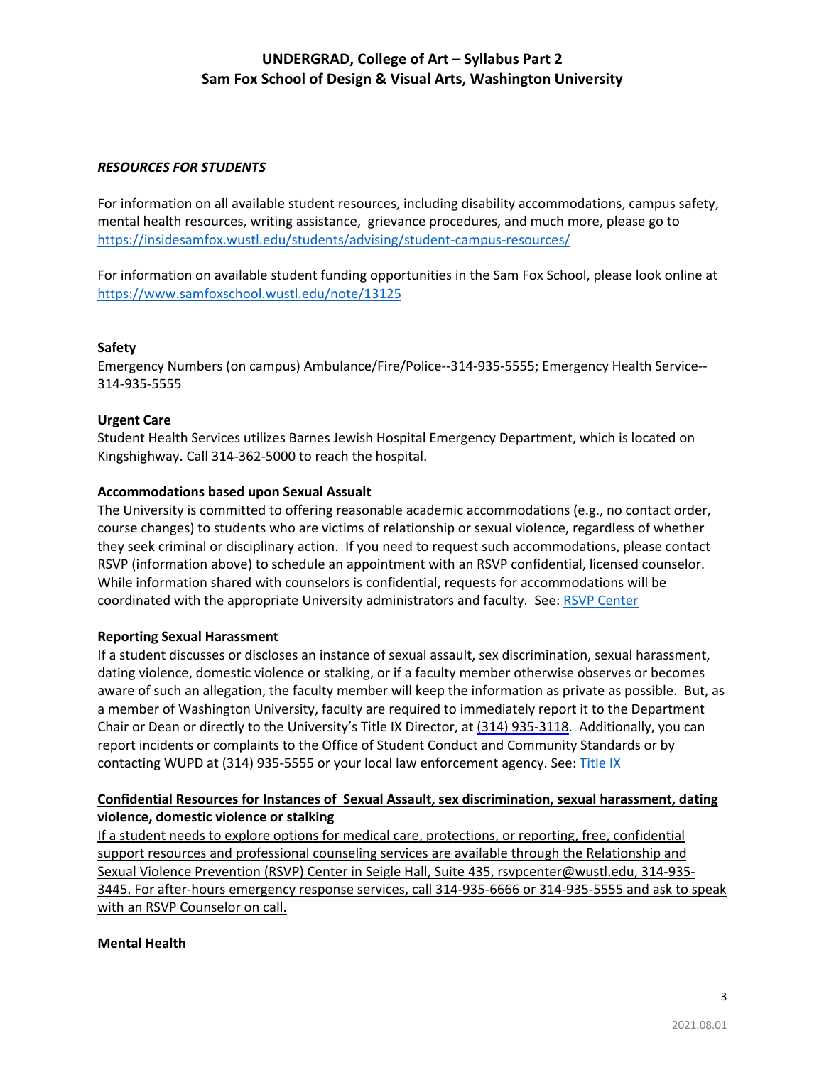# UNDERGRAD, College of Art – Syllabus Part 2
# Sam Fox School of Design & Visual Arts, Washington University

***RESOURCES FOR STUDENTS***

For information on all available student resources, including disability accommodations, campus safety, mental health resources, writing assistance, grievance procedures, and much more, please go to https://insidesamfox.wustl.edu/students/advising/student-campus-resources/

For information on available student funding opportunities in the Sam Fox School, please look online at https://www.samfoxschool.wustl.edu/note/13125

**Safety**

Emergency Numbers (on campus) Ambulance/Fire/Police--314-935-5555; Emergency Health Service--314-935-5555

**Urgent Care**

Student Health Services utilizes Barnes Jewish Hospital Emergency Department, which is located on Kingshighway. Call 314-362-5000 to reach the hospital.

**Accommodations based upon Sexual Assault**

The University is committed to offering reasonable academic accommodations (e.g., no contact order, course changes) to students who are victims of relationship or sexual violence, regardless of whether they seek criminal or disciplinary action. If you need to request such accommodations, please contact RSVP (information above) to schedule an appointment with an RSVP confidential, licensed counselor. While information shared with counselors is confidential, requests for accommodations will be coordinated with the appropriate University administrators and faculty. See: RSVP Center

**Reporting Sexual Harassment**

If a student discusses or discloses an instance of sexual assault, sex discrimination, sexual harassment, dating violence, domestic violence or stalking, or if a faculty member otherwise observes or becomes aware of such an allegation, the faculty member will keep the information as private as possible. But, as a member of Washington University, faculty are required to immediately report it to the Department Chair or Dean or directly to the University's Title IX Director, at (314) 935-3118. Additionally, you can report incidents or complaints to the Office of Student Conduct and Community Standards or by contacting WUPD at (314) 935-5555 or your local law enforcement agency. See: Title IX

**Confidential Resources for Instances of Sexual Assault, sex discrimination, sexual harassment, dating violence, domestic violence or stalking**

If a student needs to explore options for medical care, protections, or reporting, free, confidential support resources and professional counseling services are available through the Relationship and Sexual Violence Prevention (RSVP) Center in Seigle Hall, Suite 435, rsvpcenter@wustl.edu, 314-935-3445. For after-hours emergency response services, call 314-935-6666 or 314-935-5555 and ask to speak with an RSVP Counselor on call.

**Mental Health**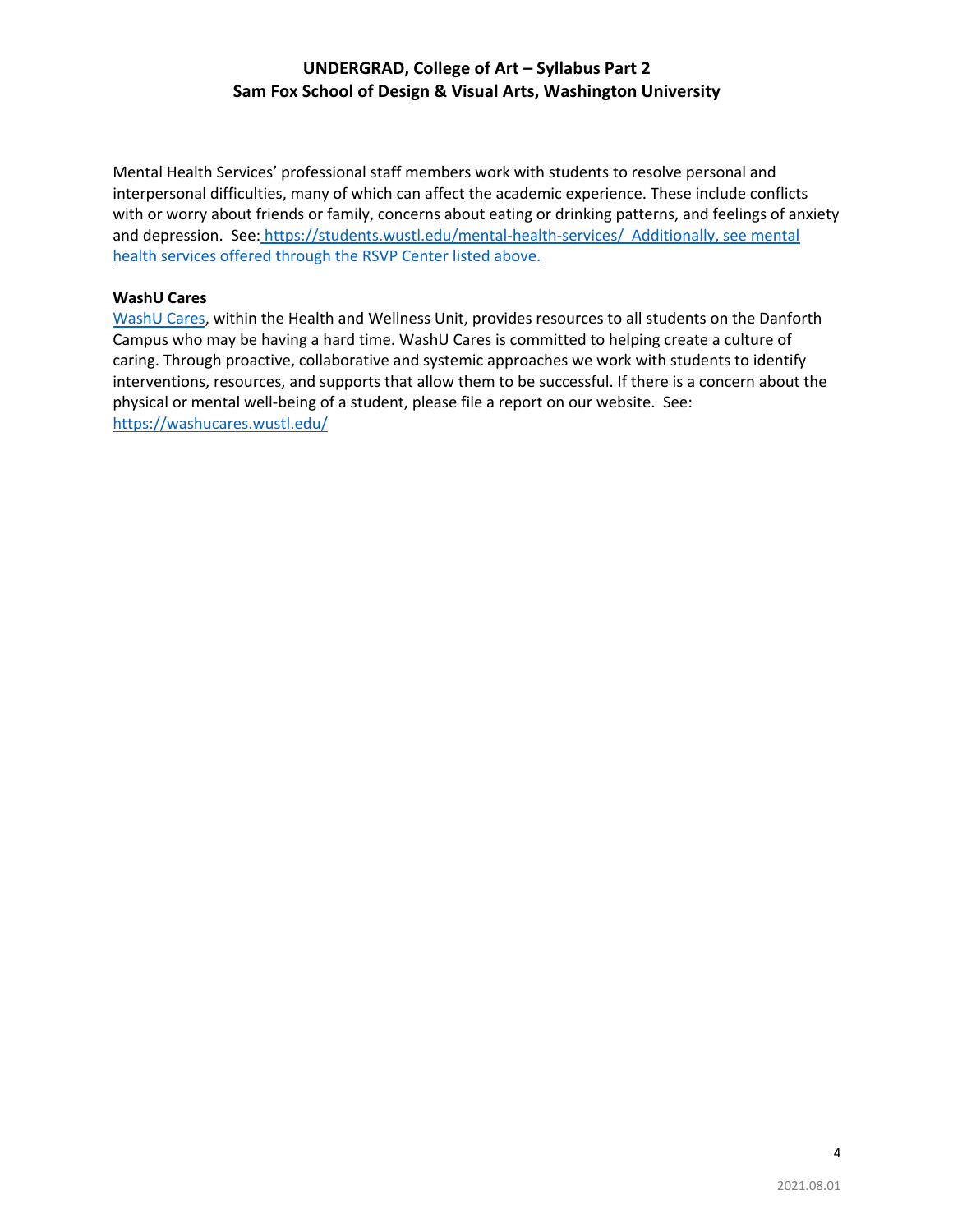Mental Health Services' professional staff members work with students to resolve personal and interpersonal difficulties, many of which can affect the academic experience. These include conflicts with or worry about friends or family, concerns about eating or drinking patterns, and feelings of anxiety and depression. See: https://students.wustl.edu/mental-health-services/ Additionally, see mental health services offered through the RSVP Center listed above.

**WashU Cares**

WashU Cares, within the Health and Wellness Unit, provides resources to all students on the Danforth Campus who may be having a hard time. WashU Cares is committed to helping create a culture of caring. Through proactive, collaborative and systemic approaches we work with students to identify interventions, resources, and supports that allow them to be successful. If there is a concern about the physical or mental well-being of a student, please file a report on our website. See: https://washucares.wustl.edu/